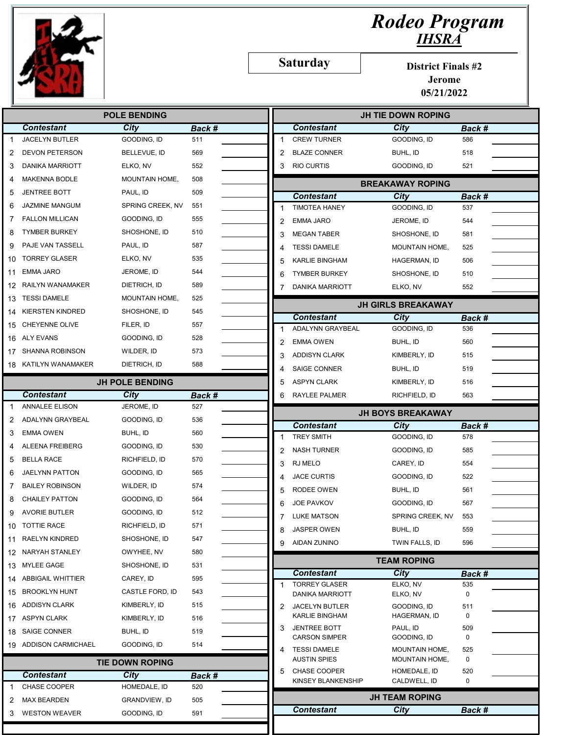# Rodeo Program
## IHSRA

**Saturday**

**District Finals #2**
**Jerome**
**05/21/2022**

### POLE BENDING

| | Contestant | City | Back # |
|---|---|---|---|
| 1 | JACELYN BUTLER | GOODING, ID | 511 |
| 2 | DEVON PETERSON | BELLEVUE, ID | 569 |
| 3 | DANIKA MARRIOTT | ELKO, NV | 552 |
| 4 | MAKENNA BODLE | MOUNTAIN HOME, | 508 |
| 5 | JENTREE BOTT | PAUL, ID | 509 |
| 6 | JAZMINE MANGUM | SPRING CREEK, NV | 551 |
| 7 | FALLON MILLICAN | GOODING, ID | 555 |
| 8 | TYMBER BURKEY | SHOSHONE, ID | 510 |
| 9 | PAJE VAN TASSELL | PAUL, ID | 587 |
| 10 | TORREY GLASER | ELKO, NV | 535 |
| 11 | EMMA JARO | JEROME, ID | 544 |
| 12 | RAILYN WANAMAKER | DIETRICH, ID | 589 |
| 13 | TESSI DAMELE | MOUNTAIN HOME, | 525 |
| 14 | KIERSTEN KINDRED | SHOSHONE, ID | 545 |
| 15 | CHEYENNE OLIVE | FILER, ID | 557 |
| 16 | ALY EVANS | GOODING, ID | 528 |
| 17 | SHANNA ROBINSON | WILDER, ID | 573 |
| 18 | KATILYN WANAMAKER | DIETRICH, ID | 588 |

### JH POLE BENDING

| | Contestant | City | Back # |
|---|---|---|---|
| 1 | ANNALEE ELISON | JEROME, ID | 527 |
| 2 | ADALYNN GRAYBEAL | GOODING, ID | 536 |
| 3 | EMMA OWEN | BUHL, ID | 560 |
| 4 | ALEENA FREIBERG | GOODING, ID | 530 |
| 5 | BELLA RACE | RICHFIELD, ID | 570 |
| 6 | JAELYNN PATTON | GOODING, ID | 565 |
| 7 | BAILEY ROBINSON | WILDER, ID | 574 |
| 8 | CHAILEY PATTON | GOODING, ID | 564 |
| 9 | AVORIE BUTLER | GOODING, ID | 512 |
| 10 | TOTTIE RACE | RICHFIELD, ID | 571 |
| 11 | RAELYN KINDRED | SHOSHONE, ID | 547 |
| 12 | NARYAH STANLEY | OWYHEE, NV | 580 |
| 13 | MYLEE GAGE | SHOSHONE, ID | 531 |
| 14 | ABBIGAIL WHITTIER | CAREY, ID | 595 |
| 15 | BROOKLYN HUNT | CASTLE FORD, ID | 543 |
| 16 | ADDISYN CLARK | KIMBERLY, ID | 515 |
| 17 | ASPYN CLARK | KIMBERLY, ID | 516 |
| 18 | SAIGE CONNER | BUHL, ID | 519 |
| 19 | ADDISON CARMICHAEL | GOODING, ID | 514 |

### TIE DOWN ROPING

| | Contestant | City | Back # |
|---|---|---|---|
| 1 | CHASE COOPER | HOMEDALE, ID | 520 |
| 2 | MAX BEARDEN | GRANDVIEW, ID | 505 |
| 3 | WESTON WEAVER | GOODING, ID | 591 |

### JH TIE DOWN ROPING

| | Contestant | City | Back # |
|---|---|---|---|
| 1 | CREW TURNER | GOODING, ID | 586 |
| 2 | BLAZE CONNER | BUHL, ID | 518 |
| 3 | RIO CURTIS | GOODING, ID | 521 |

### BREAKAWAY ROPING

| | Contestant | City | Back # |
|---|---|---|---|
| 1 | TIMOTEA HANEY | GOODING, ID | 537 |
| 2 | EMMA JARO | JEROME, ID | 544 |
| 3 | MEGAN TABER | SHOSHONE, ID | 581 |
| 4 | TESSI DAMELE | MOUNTAIN HOME, | 525 |
| 5 | KARLIE BINGHAM | HAGERMAN, ID | 506 |
| 6 | TYMBER BURKEY | SHOSHONE, ID | 510 |
| 7 | DANIKA MARRIOTT | ELKO, NV | 552 |

### JH GIRLS BREAKAWAY

| | Contestant | City | Back # |
|---|---|---|---|
| 1 | ADALYNN GRAYBEAL | GOODING, ID | 536 |
| 2 | EMMA OWEN | BUHL, ID | 560 |
| 3 | ADDISYN CLARK | KIMBERLY, ID | 515 |
| 4 | SAIGE CONNER | BUHL, ID | 519 |
| 5 | ASPYN CLARK | KIMBERLY, ID | 516 |
| 6 | RAYLEE PALMER | RICHFIELD, ID | 563 |

### JH BOYS BREAKAWAY

| | Contestant | City | Back # |
|---|---|---|---|
| 1 | TREY SMITH | GOODING, ID | 578 |
| 2 | NASH TURNER | GOODING, ID | 585 |
| 3 | RJ MELO | CAREY, ID | 554 |
| 4 | JACE CURTIS | GOODING, ID | 522 |
| 5 | RODEE OWEN | BUHL, ID | 561 |
| 6 | JOE PAVKOV | GOODING, ID | 567 |
| 7 | LUKE MATSON | SPRING CREEK, NV | 553 |
| 8 | JASPER OWEN | BUHL, ID | 559 |
| 9 | AIDAN ZUNINO | TWIN FALLS, ID | 596 |

### TEAM ROPING

| | Contestant | City | Back # |
|---|---|---|---|
| 1 | TORREY GLASER | ELKO, NV | 535 |
| | DANIKA MARRIOTT | ELKO, NV | 0 |
| 2 | JACELYN BUTLER | GOODING, ID | 511 |
| | KARLIE BINGHAM | HAGERMAN, ID | 0 |
| 3 | JENTREE BOTT | PAUL, ID | 509 |
| | CARSON SIMPER | GOODING, ID | 0 |
| 4 | TESSI DAMELE | MOUNTAIN HOME, | 525 |
| | AUSTIN SPIES | MOUNTAIN HOME, | 0 |
| 5 | CHASE COOPER | HOMEDALE, ID | 520 |
| | KINSEY BLANKENSHIP | CALDWELL, ID | 0 |

### JH TEAM ROPING

| Contestant | City | Back # |
|---|---|---|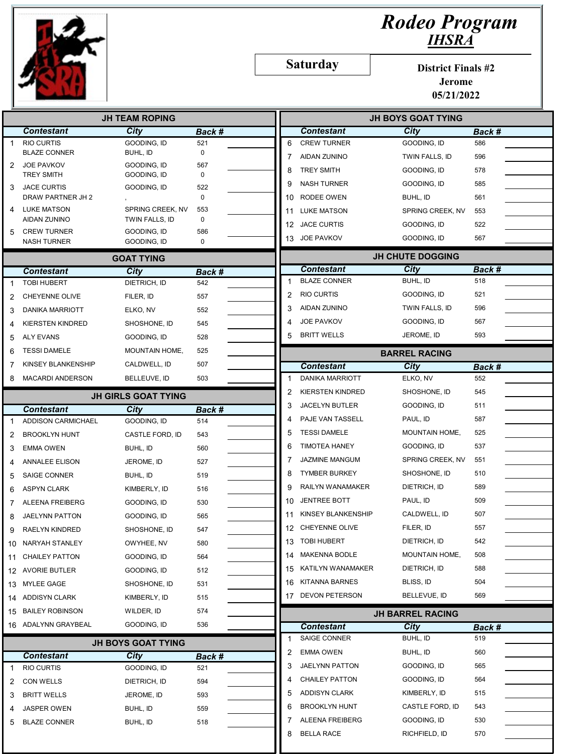# Rodeo Program

## IHSRA

**Saturday**

**District Finals #2**
**Jerome**
**05/21/2022**

### JH TEAM ROPING

| | Contestant | City | Back # | |
|---|---|---|---|---|
| 1 | RIO CURTIS | GOODING, ID | 521 | |
| | BLAZE CONNER | BUHL, ID | 0 | |
| 2 | JOE PAVKOV | GOODING, ID | 567 | |
| | TREY SMITH | GOODING, ID | 0 | |
| 3 | JACE CURTIS | GOODING, ID | 522 | |
| | DRAW PARTNER JH 2 | , | 0 | |
| 4 | LUKE MATSON | SPRING CREEK, NV | 553 | |
| | AIDAN ZUNINO | TWIN FALLS, ID | 0 | |
| 5 | CREW TURNER | GOODING, ID | 586 | |
| | NASH TURNER | GOODING, ID | 0 | |

### GOAT TYING

| | Contestant | City | Back # | |
|---|---|---|---|---|
| 1 | TOBI HUBERT | DIETRICH, ID | 542 | |
| 2 | CHEYENNE OLIVE | FILER, ID | 557 | |
| 3 | DANIKA MARRIOTT | ELKO, NV | 552 | |
| 4 | KIERSTEN KINDRED | SHOSHONE, ID | 545 | |
| 5 | ALY EVANS | GOODING, ID | 528 | |
| 6 | TESSI DAMELE | MOUNTAIN HOME, | 525 | |
| 7 | KINSEY BLANKENSHIP | CALDWELL, ID | 507 | |
| 8 | MACARDI ANDERSON | BELLEUVE, ID | 503 | |

### JH GIRLS GOAT TYING

| | Contestant | City | Back # | |
|---|---|---|---|---|
| 1 | ADDISON CARMICHAEL | GOODING, ID | 514 | |
| 2 | BROOKLYN HUNT | CASTLE FORD, ID | 543 | |
| 3 | EMMA OWEN | BUHL, ID | 560 | |
| 4 | ANNALEE ELISON | JEROME, ID | 527 | |
| 5 | SAIGE CONNER | BUHL, ID | 519 | |
| 6 | ASPYN CLARK | KIMBERLY, ID | 516 | |
| 7 | ALEENA FREIBERG | GOODING, ID | 530 | |
| 8 | JAELYNN PATTON | GOODING, ID | 565 | |
| 9 | RAELYN KINDRED | SHOSHONE, ID | 547 | |
| 10 | NARYAH STANLEY | OWYHEE, NV | 580 | |
| 11 | CHAILEY PATTON | GOODING, ID | 564 | |
| 12 | AVORIE BUTLER | GOODING, ID | 512 | |
| 13 | MYLEE GAGE | SHOSHONE, ID | 531 | |
| 14 | ADDISYN CLARK | KIMBERLY, ID | 515 | |
| 15 | BAILEY ROBINSON | WILDER, ID | 574 | |
| 16 | ADALYNN GRAYBEAL | GOODING, ID | 536 | |

### JH BOYS GOAT TYING

| | Contestant | City | Back # | |
|---|---|---|---|---|
| 1 | RIO CURTIS | GOODING, ID | 521 | |
| 2 | CON WELLS | DIETRICH, ID | 594 | |
| 3 | BRITT WELLS | JEROME, ID | 593 | |
| 4 | JASPER OWEN | BUHL, ID | 559 | |
| 5 | BLAZE CONNER | BUHL, ID | 518 | |
| 6 | CREW TURNER | GOODING, ID | 586 | |
| 7 | AIDAN ZUNINO | TWIN FALLS, ID | 596 | |
| 8 | TREY SMITH | GOODING, ID | 578 | |
| 9 | NASH TURNER | GOODING, ID | 585 | |
| 10 | RODEE OWEN | BUHL, ID | 561 | |
| 11 | LUKE MATSON | SPRING CREEK, NV | 553 | |
| 12 | JACE CURTIS | GOODING, ID | 522 | |
| 13 | JOE PAVKOV | GOODING, ID | 567 | |

### JH CHUTE DOGGING

| | Contestant | City | Back # | |
|---|---|---|---|---|
| 1 | BLAZE CONNER | BUHL, ID | 518 | |
| 2 | RIO CURTIS | GOODING, ID | 521 | |
| 3 | AIDAN ZUNINO | TWIN FALLS, ID | 596 | |
| 4 | JOE PAVKOV | GOODING, ID | 567 | |
| 5 | BRITT WELLS | JEROME, ID | 593 | |

### BARREL RACING

| | Contestant | City | Back # | |
|---|---|---|---|---|
| 1 | DANIKA MARRIOTT | ELKO, NV | 552 | |
| 2 | KIERSTEN KINDRED | SHOSHONE, ID | 545 | |
| 3 | JACELYN BUTLER | GOODING, ID | 511 | |
| 4 | PAJE VAN TASSELL | PAUL, ID | 587 | |
| 5 | TESSI DAMELE | MOUNTAIN HOME, | 525 | |
| 6 | TIMOTEA HANEY | GOODING, ID | 537 | |
| 7 | JAZMINE MANGUM | SPRING CREEK, NV | 551 | |
| 8 | TYMBER BURKEY | SHOSHONE, ID | 510 | |
| 9 | RAILYN WANAMAKER | DIETRICH, ID | 589 | |
| 10 | JENTREE BOTT | PAUL, ID | 509 | |
| 11 | KINSEY BLANKENSHIP | CALDWELL, ID | 507 | |
| 12 | CHEYENNE OLIVE | FILER, ID | 557 | |
| 13 | TOBI HUBERT | DIETRICH, ID | 542 | |
| 14 | MAKENNA BODLE | MOUNTAIN HOME, | 508 | |
| 15 | KATILYN WANAMAKER | DIETRICH, ID | 588 | |
| 16 | KITANNA BARNES | BLISS, ID | 504 | |
| 17 | DEVON PETERSON | BELLEVUE, ID | 569 | |

### JH BARREL RACING

| | Contestant | City | Back # | |
|---|---|---|---|---|
| 1 | SAIGE CONNER | BUHL, ID | 519 | |
| 2 | EMMA OWEN | BUHL, ID | 560 | |
| 3 | JAELYNN PATTON | GOODING, ID | 565 | |
| 4 | CHAILEY PATTON | GOODING, ID | 564 | |
| 5 | ADDISYN CLARK | KIMBERLY, ID | 515 | |
| 6 | BROOKLYN HUNT | CASTLE FORD, ID | 543 | |
| 7 | ALEENA FREIBERG | GOODING, ID | 530 | |
| 8 | BELLA RACE | RICHFIELD, ID | 570 | |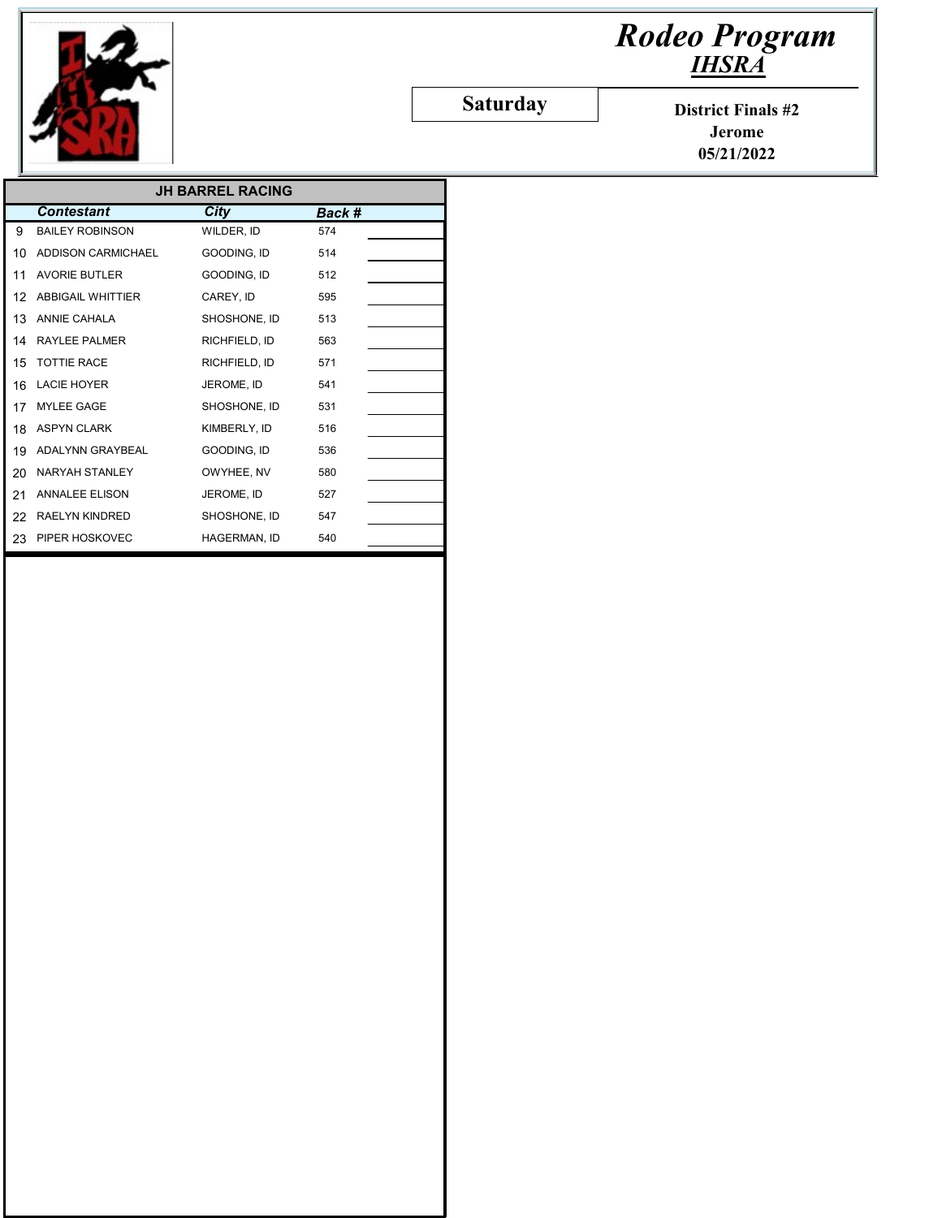# Rodeo Program
## IHSRA

**Saturday**

**District Finals #2**
**Jerome**
**05/21/2022**

| JH BARREL RACING | | | | |
|---|---|---|---|---|
| | **Contestant** | **City** | **Back #** | |
| 9 | BAILEY ROBINSON | WILDER, ID | 574 | |
| 10 | ADDISON CARMICHAEL | GOODING, ID | 514 | |
| 11 | AVORIE BUTLER | GOODING, ID | 512 | |
| 12 | ABBIGAIL WHITTIER | CAREY, ID | 595 | |
| 13 | ANNIE CAHALA | SHOSHONE, ID | 513 | |
| 14 | RAYLEE PALMER | RICHFIELD, ID | 563 | |
| 15 | TOTTIE RACE | RICHFIELD, ID | 571 | |
| 16 | LACIE HOYER | JEROME, ID | 541 | |
| 17 | MYLEE GAGE | SHOSHONE, ID | 531 | |
| 18 | ASPYN CLARK | KIMBERLY, ID | 516 | |
| 19 | ADALYNN GRAYBEAL | GOODING, ID | 536 | |
| 20 | NARYAH STANLEY | OWYHEE, NV | 580 | |
| 21 | ANNALEE ELISON | JEROME, ID | 527 | |
| 22 | RAELYN KINDRED | SHOSHONE, ID | 547 | |
| 23 | PIPER HOSKOVEC | HAGERMAN, ID | 540 | |